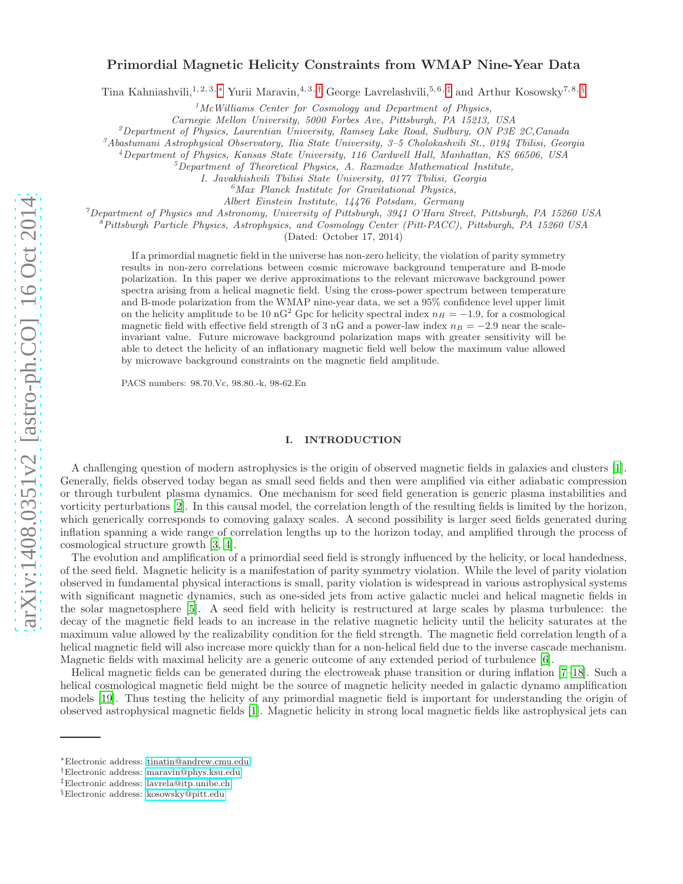# Primordial Magnetic Helicity Constraints from WMAP Nine-Year Data

Tina Kahniashvili,[1,2,3,*] Yurii Maravin,[4,3,†] George Lavrelashvili,[5,6,‡] and Arthur Kosowsky[7,8,§]

[1] McWilliams Center for Cosmology and Department of Physics, Carnegie Mellon University, 5000 Forbes Ave, Pittsburgh, PA 15213, USA
[2] Department of Physics, Laurentian University, Ramsey Lake Road, Sudbury, ON P3E 2C, Canada
[3] Abastumani Astrophysical Observatory, Ilia State University, 3–5 Cholokashvili St., 0194 Tbilisi, Georgia
[4] Department of Physics, Kansas State University, 116 Cardwell Hall, Manhattan, KS 66506, USA
[5] Department of Theoretical Physics, A. Razmadze Mathematical Institute, I. Javakhishvili Tbilisi State University, 0177 Tbilisi, Georgia
[6] Max Planck Institute for Gravitational Physics, Albert Einstein Institute, 14476 Potsdam, Germany
[7] Department of Physics and Astronomy, University of Pittsburgh, 3941 O'Hara Street, Pittsburgh, PA 15260 USA
[8] Pittsburgh Particle Physics, Astrophysics, and Cosmology Center (Pitt-PACC), Pittsburgh, PA 15260 USA

(Dated: October 17, 2014)

If a primordial magnetic field in the universe has non-zero helicity, the violation of parity symmetry results in non-zero correlations between cosmic microwave background temperature and B-mode polarization. In this paper we derive approximations to the relevant microwave background power spectra arising from a helical magnetic field. Using the cross-power spectrum between temperature and B-mode polarization from the WMAP nine-year data, we set a 95% confidence level upper limit on the helicity amplitude to be 10 nG$^2$ Gpc for helicity spectral index $n_H = -1.9$, for a cosmological magnetic field with effective field strength of 3 nG and a power-law index $n_B = -2.9$ near the scale-invariant value. Future microwave background polarization maps with greater sensitivity will be able to detect the helicity of an inflationary magnetic field well below the maximum value allowed by microwave background constraints on the magnetic field amplitude.

PACS numbers: 98.70.Vc, 98.80.-k, 98-62.En

## I. INTRODUCTION

A challenging question of modern astrophysics is the origin of observed magnetic fields in galaxies and clusters [1]. Generally, fields observed today began as small seed fields and then were amplified via either adiabatic compression or through turbulent plasma dynamics. One mechanism for seed field generation is generic plasma instabilities and vorticity perturbations [2]. In this causal model, the correlation length of the resulting fields is limited by the horizon, which generically corresponds to comoving galaxy scales. A second possibility is larger seed fields generated during inflation spanning a wide range of correlation lengths up to the horizon today, and amplified through the process of cosmological structure growth [3, 4].

The evolution and amplification of a primordial seed field is strongly influenced by the helicity, or local handedness, of the seed field. Magnetic helicity is a manifestation of parity symmetry violation. While the level of parity violation observed in fundamental physical interactions is small, parity violation is widespread in various astrophysical systems with significant magnetic dynamics, such as one-sided jets from active galactic nuclei and helical magnetic fields in the solar magnetosphere [5]. A seed field with helicity is restructured at large scales by plasma turbulence: the decay of the magnetic field leads to an increase in the relative magnetic helicity until the helicity saturates at the maximum value allowed by the realizability condition for the field strength. The magnetic field correlation length of a helical magnetic field will also increase more quickly than for a non-helical field due to the inverse cascade mechanism. Magnetic fields with maximal helicity are a generic outcome of any extended period of turbulence [6].

Helical magnetic fields can be generated during the electroweak phase transition or during inflation [7–18]. Such a helical cosmological magnetic field might be the source of magnetic helicity needed in galactic dynamo amplification models [19]. Thus testing the helicity of any primordial magnetic field is important for understanding the origin of observed astrophysical magnetic fields [1]. Magnetic helicity in strong local magnetic fields like astrophysical jets can

*Electronic address: tinatin@andrew.cmu.edu
†Electronic address: maravin@phys.ksu.edu
‡Electronic address: lavrela@itp.unibe.ch
§Electronic address: kosowsky@pitt.edu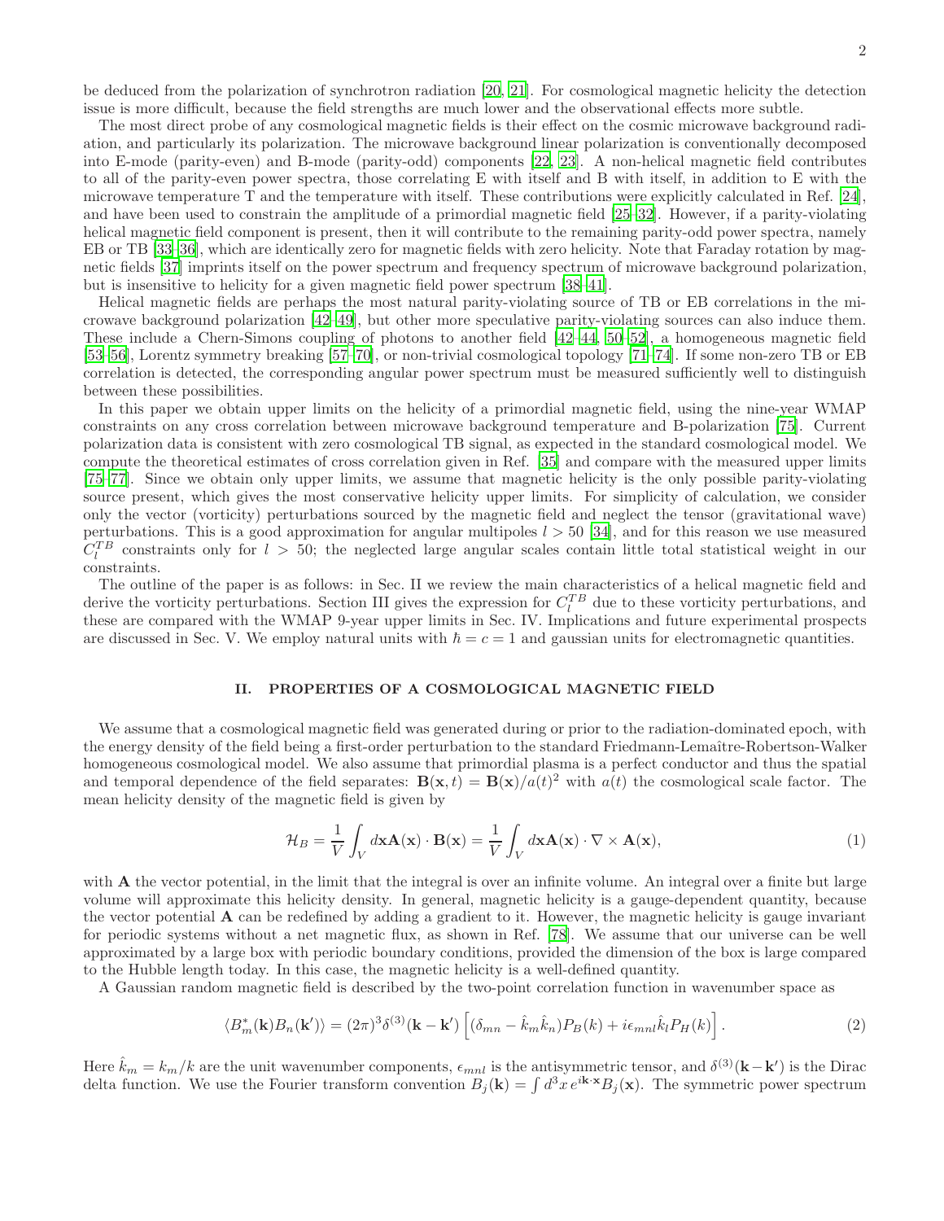be deduced from the polarization of synchrotron radiation [20, 21]. For cosmological magnetic helicity the detection issue is more difficult, because the field strengths are much lower and the observational effects more subtle.

The most direct probe of any cosmological magnetic fields is their effect on the cosmic microwave background radiation, and particularly its polarization. The microwave background linear polarization is conventionally decomposed into E-mode (parity-even) and B-mode (parity-odd) components [22, 23]. A non-helical magnetic field contributes to all of the parity-even power spectra, those correlating E with itself and B with itself, in addition to E with the microwave temperature T and the temperature with itself. These contributions were explicitly calculated in Ref. [24], and have been used to constrain the amplitude of a primordial magnetic field [25–32]. However, if a parity-violating helical magnetic field component is present, then it will contribute to the remaining parity-odd power spectra, namely EB or TB [33–36], which are identically zero for magnetic fields with zero helicity. Note that Faraday rotation by magnetic fields [37] imprints itself on the power spectrum and frequency spectrum of microwave background polarization, but is insensitive to helicity for a given magnetic field power spectrum [38–41].

Helical magnetic fields are perhaps the most natural parity-violating source of TB or EB correlations in the microwave background polarization [42–49], but other more speculative parity-violating sources can also induce them. These include a Chern-Simons coupling of photons to another field [42–44, 50–52], a homogeneous magnetic field [53–56], Lorentz symmetry breaking [57–70], or non-trivial cosmological topology [71–74]. If some non-zero TB or EB correlation is detected, the corresponding angular power spectrum must be measured sufficiently well to distinguish between these possibilities.

In this paper we obtain upper limits on the helicity of a primordial magnetic field, using the nine-year WMAP constraints on any cross correlation between microwave background temperature and B-polarization [75]. Current polarization data is consistent with zero cosmological TB signal, as expected in the standard cosmological model. We compute the theoretical estimates of cross correlation given in Ref. [35] and compare with the measured upper limits [75–77]. Since we obtain only upper limits, we assume that magnetic helicity is the only possible parity-violating source present, which gives the most conservative helicity upper limits. For simplicity of calculation, we consider only the vector (vorticity) perturbations sourced by the magnetic field and neglect the tensor (gravitational wave) perturbations. This is a good approximation for angular multipoles $l > 50$ [34], and for this reason we use measured $C_l^{TB}$ constraints only for $l > 50$; the neglected large angular scales contain little total statistical weight in our constraints.

The outline of the paper is as follows: in Sec. II we review the main characteristics of a helical magnetic field and derive the vorticity perturbations. Section III gives the expression for $C_l^{TB}$ due to these vorticity perturbations, and these are compared with the WMAP 9-year upper limits in Sec. IV. Implications and future experimental prospects are discussed in Sec. V. We employ natural units with $\hbar = c = 1$ and gaussian units for electromagnetic quantities.

## II. PROPERTIES OF A COSMOLOGICAL MAGNETIC FIELD

We assume that a cosmological magnetic field was generated during or prior to the radiation-dominated epoch, with the energy density of the field being a first-order perturbation to the standard Friedmann-Lemaître-Robertson-Walker homogeneous cosmological model. We also assume that primordial plasma is a perfect conductor and thus the spatial and temporal dependence of the field separates: $\mathbf{B}(\mathbf{x}, t) = \mathbf{B}(\mathbf{x})/a(t)^2$ with $a(t)$ the cosmological scale factor. The mean helicity density of the magnetic field is given by

$$\mathcal{H}_B = \frac{1}{V}\int_V d\mathbf{x}\mathbf{A}(\mathbf{x}) \cdot \mathbf{B}(\mathbf{x}) = \frac{1}{V}\int_V d\mathbf{x}\mathbf{A}(\mathbf{x}) \cdot \nabla \times \mathbf{A}(\mathbf{x}), \tag{1}$$

with $\mathbf{A}$ the vector potential, in the limit that the integral is over an infinite volume. An integral over a finite but large volume will approximate this helicity density. In general, magnetic helicity is a gauge-dependent quantity, because the vector potential $\mathbf{A}$ can be redefined by adding a gradient to it. However, the magnetic helicity is gauge invariant for periodic systems without a net magnetic flux, as shown in Ref. [78]. We assume that our universe can be well approximated by a large box with periodic boundary conditions, provided the dimension of the box is large compared to the Hubble length today. In this case, the magnetic helicity is a well-defined quantity.

A Gaussian random magnetic field is described by the two-point correlation function in wavenumber space as

$$\langle B_m^*(\mathbf{k}) B_n(\mathbf{k}')\rangle = (2\pi)^3\delta^{(3)}(\mathbf{k} - \mathbf{k}')\left[(\delta_{mn} - \hat{k}_m\hat{k}_n)P_B(k) + i\epsilon_{mnl}\hat{k}_l P_H(k)\right]. \tag{2}$$

Here $\hat{k}_m = k_m/k$ are the unit wavenumber components, $\epsilon_{mnl}$ is the antisymmetric tensor, and $\delta^{(3)}(\mathbf{k}-\mathbf{k}')$ is the Dirac delta function. We use the Fourier transform convention $B_j(\mathbf{k}) = \int d^3x\, e^{i\mathbf{k}\cdot\mathbf{x}} B_j(\mathbf{x})$. The symmetric power spectrum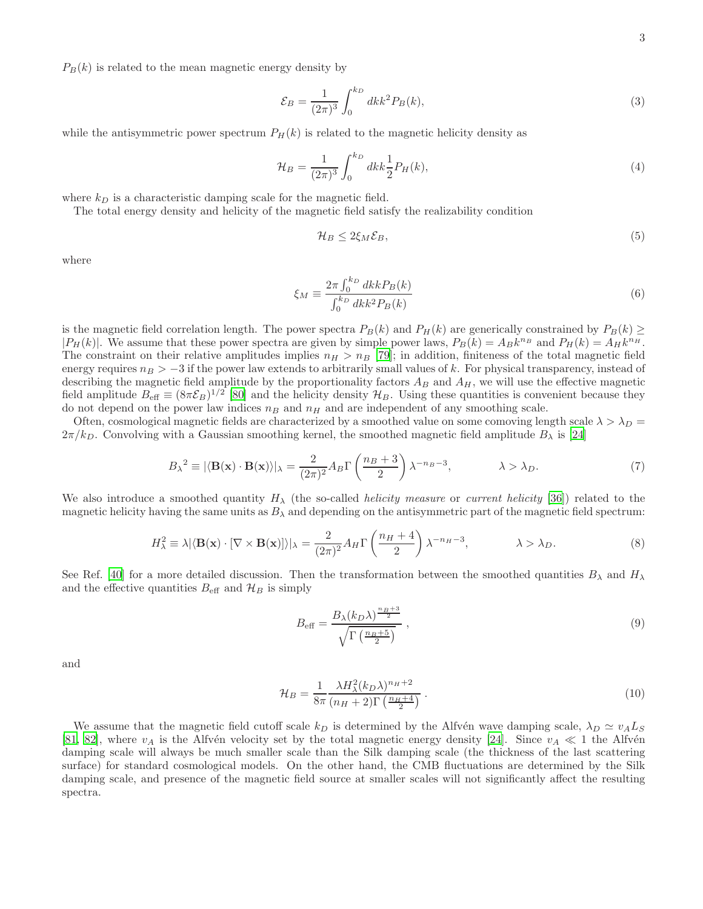$P_B(k)$ is related to the mean magnetic energy density by

$$\mathcal{E}_B = \frac{1}{(2\pi)^3}\int_0^{k_D} dk k^2 P_B(k), \tag{3}$$

while the antisymmetric power spectrum $P_H(k)$ is related to the magnetic helicity density as

$$\mathcal{H}_B = \frac{1}{(2\pi)^3}\int_0^{k_D} dk k \frac{1}{2} P_H(k), \tag{4}$$

where $k_D$ is a characteristic damping scale for the magnetic field.

The total energy density and helicity of the magnetic field satisfy the realizability condition

$$\mathcal{H}_B \leq 2\xi_M \mathcal{E}_B, \tag{5}$$

where

$$\xi_M \equiv \frac{2\pi \int_0^{k_D} dk k P_B(k)}{\int_0^{k_D} dk k^2 P_B(k)} \tag{6}$$

is the magnetic field correlation length. The power spectra $P_B(k)$ and $P_H(k)$ are generically constrained by $P_B(k) \geq |P_H(k)|$. We assume that these power spectra are given by simple power laws, $P_B(k) = A_B k^{n_B}$ and $P_H(k) = A_H k^{n_H}$. The constraint on their relative amplitudes implies $n_H > n_B$ [79]; in addition, finiteness of the total magnetic field energy requires $n_B > -3$ if the power law extends to arbitrarily small values of $k$. For physical transparency, instead of describing the magnetic field amplitude by the proportionality factors $A_B$ and $A_H$, we will use the effective magnetic field amplitude $B_{\rm eff} \equiv (8\pi\mathcal{E}_B)^{1/2}$ [80] and the helicity density $\mathcal{H}_B$. Using these quantities is convenient because they do not depend on the power law indices $n_B$ and $n_H$ and are independent of any smoothing scale.

Often, cosmological magnetic fields are characterized by a smoothed value on some comoving length scale $\lambda > \lambda_D = 2\pi/k_D$. Convolving with a Gaussian smoothing kernel, the smoothed magnetic field amplitude $B_\lambda$ is [24]

$${B_\lambda}^2 \equiv |\langle \mathbf{B}(\mathbf{x})\cdot\mathbf{B}(\mathbf{x})\rangle|_\lambda = \frac{2}{(2\pi)^2} A_B \Gamma\left(\frac{n_B+3}{2}\right)\lambda^{-n_B-3}, \qquad \lambda > \lambda_D. \tag{7}$$

We also introduce a smoothed quantity $H_\lambda$ (the so-called *helicity measure* or *current helicity* [36]) related to the magnetic helicity having the same units as $B_\lambda$ and depending on the antisymmetric part of the magnetic field spectrum:

$$H_\lambda^2 \equiv \lambda |\langle \mathbf{B}(\mathbf{x})\cdot[\nabla\times\mathbf{B}(\mathbf{x})]\rangle|_\lambda = \frac{2}{(2\pi)^2} A_H \Gamma\left(\frac{n_H+4}{2}\right)\lambda^{-n_H-3}, \qquad \lambda > \lambda_D. \tag{8}$$

See Ref. [40] for a more detailed discussion. Then the transformation between the smoothed quantities $B_\lambda$ and $H_\lambda$ and the effective quantities $B_{\rm eff}$ and $\mathcal{H}_B$ is simply

$$B_{\rm eff} = \frac{B_\lambda (k_D\lambda)^{\frac{n_B+3}{2}}}{\sqrt{\Gamma\left(\frac{n_B+5}{2}\right)}}, \tag{9}$$

and

$$\mathcal{H}_B = \frac{1}{8\pi}\frac{\lambda H_\lambda^2 (k_D\lambda)^{n_H+2}}{(n_H+2)\Gamma\left(\frac{n_H+4}{2}\right)}. \tag{10}$$

We assume that the magnetic field cutoff scale $k_D$ is determined by the Alfvén wave damping scale, $\lambda_D \simeq v_A L_S$ [81, 82], where $v_A$ is the Alfvén velocity set by the total magnetic energy density [24]. Since $v_A \ll 1$ the Alfvén damping scale will always be much smaller scale than the Silk damping scale (the thickness of the last scattering surface) for standard cosmological models. On the other hand, the CMB fluctuations are determined by the Silk damping scale, and presence of the magnetic field source at smaller scales will not significantly affect the resulting spectra.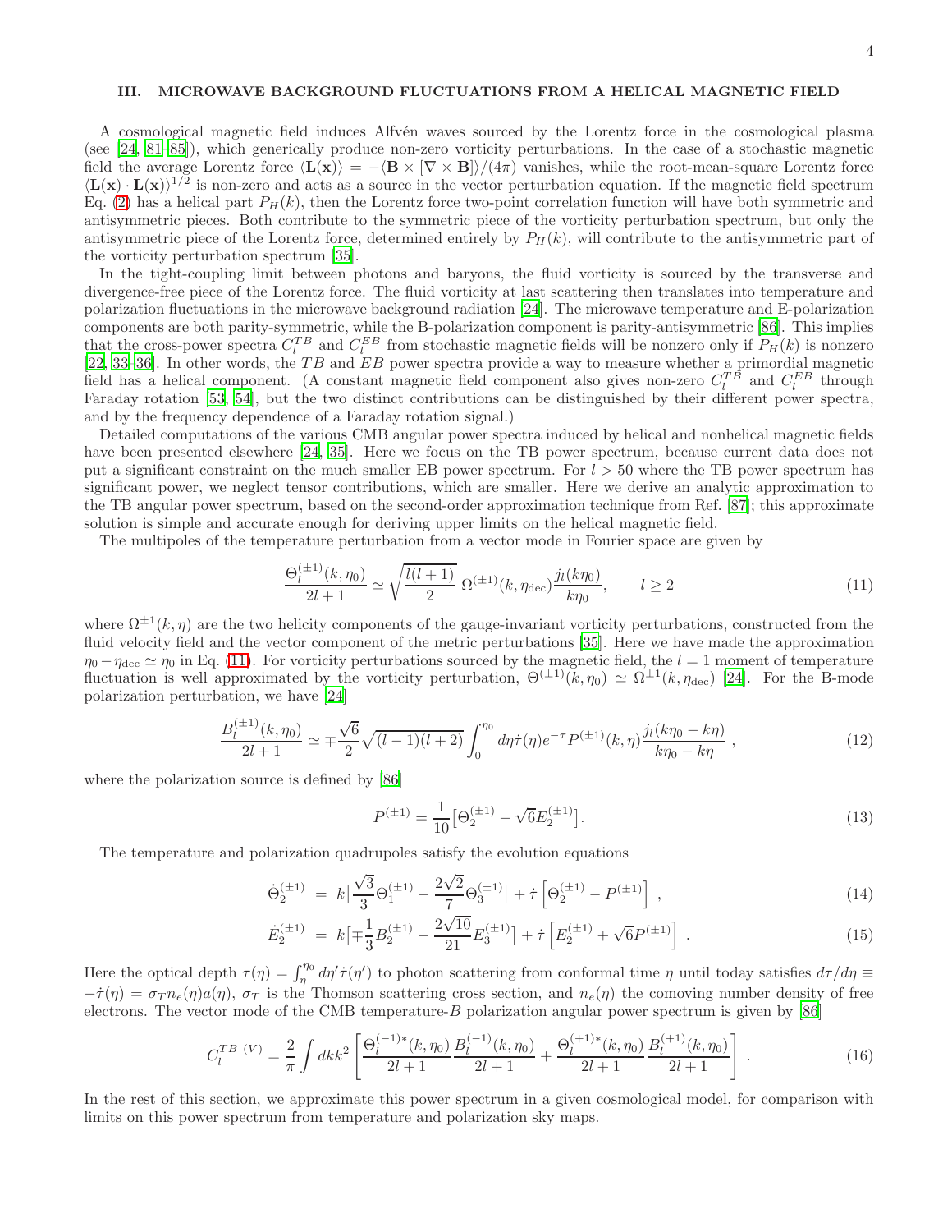## III. MICROWAVE BACKGROUND FLUCTUATIONS FROM A HELICAL MAGNETIC FIELD

A cosmological magnetic field induces Alfvén waves sourced by the Lorentz force in the cosmological plasma (see [24, 81–85]), which generically produce non-zero vorticity perturbations. In the case of a stochastic magnetic field the average Lorentz force $\langle \mathbf{L}(\mathbf{x})\rangle = -\langle \mathbf{B} \times [\nabla \times \mathbf{B}]\rangle/(4\pi)$ vanishes, while the root-mean-square Lorentz force $\langle \mathbf{L}(\mathbf{x}) \cdot \mathbf{L}(\mathbf{x})\rangle^{1/2}$ is non-zero and acts as a source in the vector perturbation equation. If the magnetic field spectrum Eq. (2) has a helical part $P_H(k)$, then the Lorentz force two-point correlation function will have both symmetric and antisymmetric pieces. Both contribute to the symmetric piece of the vorticity perturbation spectrum, but only the antisymmetric piece of the Lorentz force, determined entirely by $P_H(k)$, will contribute to the antisymmetric part of the vorticity perturbation spectrum [35].

In the tight-coupling limit between photons and baryons, the fluid vorticity is sourced by the transverse and divergence-free piece of the Lorentz force. The fluid vorticity at last scattering then translates into temperature and polarization fluctuations in the microwave background radiation [24]. The microwave temperature and E-polarization components are both parity-symmetric, while the B-polarization component is parity-antisymmetric [86]. This implies that the cross-power spectra $C_l^{TB}$ and $C_l^{EB}$ from stochastic magnetic fields will be nonzero only if $P_H(k)$ is nonzero [22, 33–36]. In other words, the $TB$ and $EB$ power spectra provide a way to measure whether a primordial magnetic field has a helical component. (A constant magnetic field component also gives non-zero $C_l^{TB}$ and $C_l^{EB}$ through Faraday rotation [53, 54], but the two distinct contributions can be distinguished by their different power spectra, and by the frequency dependence of a Faraday rotation signal.)

Detailed computations of the various CMB angular power spectra induced by helical and nonhelical magnetic fields have been presented elsewhere [24, 35]. Here we focus on the TB power spectrum, because current data does not put a significant constraint on the much smaller EB power spectrum. For $l > 50$ where the TB power spectrum has significant power, we neglect tensor contributions, which are smaller. Here we derive an analytic approximation to the TB angular power spectrum, based on the second-order approximation technique from Ref. [87]; this approximate solution is simple and accurate enough for deriving upper limits on the helical magnetic field.

The multipoles of the temperature perturbation from a vector mode in Fourier space are given by

$$\frac{\Theta_l^{(\pm 1)}(k,\eta_0)}{2l+1} \simeq \sqrt{\frac{l(l+1)}{2}}\;\Omega^{(\pm 1)}(k,\eta_{\rm dec})\frac{j_l(k\eta_0)}{k\eta_0}, \qquad l \geq 2 \tag{11}$$

where $\Omega^{\pm 1}(k,\eta)$ are the two helicity components of the gauge-invariant vorticity perturbations, constructed from the fluid velocity field and the vector component of the metric perturbations [35]. Here we have made the approximation $\eta_0 - \eta_{\rm dec} \simeq \eta_0$ in Eq. (11). For vorticity perturbations sourced by the magnetic field, the $l = 1$ moment of temperature fluctuation is well approximated by the vorticity perturbation, $\Theta^{(\pm 1)}(k,\eta_0) \simeq \Omega^{\pm 1}(k,\eta_{\rm dec})$ [24]. For the B-mode polarization perturbation, we have [24]

$$\frac{B_l^{(\pm 1)}(k,\eta_0)}{2l+1} \simeq \mp\frac{\sqrt{6}}{2}\sqrt{(l-1)(l+2)}\int_0^{\eta_0} d\eta\,\dot{\tau}(\eta)e^{-\tau}P^{(\pm 1)}(k,\eta)\frac{j_l(k\eta_0 - k\eta)}{k\eta_0 - k\eta}\;, \tag{12}$$

where the polarization source is defined by [86]

$$P^{(\pm 1)} = \frac{1}{10}\big[\Theta_2^{(\pm 1)} - \sqrt{6}E_2^{(\pm 1)}\big]. \tag{13}$$

The temperature and polarization quadrupoles satisfy the evolution equations

$$\dot{\Theta}_2^{(\pm 1)} \;=\; k\Big[\frac{\sqrt{3}}{3}\Theta_1^{(\pm 1)} - \frac{2\sqrt{2}}{7}\Theta_3^{(\pm 1)}\Big] + \dot{\tau}\left[\Theta_2^{(\pm 1)} - P^{(\pm 1)}\right]\;, \tag{14}$$

$$\dot{E}_2^{(\pm 1)} \;=\; k\Big[\mp\frac{1}{3}B_2^{(\pm 1)} - \frac{2\sqrt{10}}{21}E_3^{(\pm 1)}\Big] + \dot{\tau}\left[E_2^{(\pm 1)} + \sqrt{6}P^{(\pm 1)}\right]\;. \tag{15}$$

Here the optical depth $\tau(\eta) = \int_\eta^{\eta_0} d\eta' \dot{\tau}(\eta')$ to photon scattering from conformal time $\eta$ until today satisfies $d\tau/d\eta \equiv -\dot{\tau}(\eta) = \sigma_T n_e(\eta) a(\eta)$, $\sigma_T$ is the Thomson scattering cross section, and $n_e(\eta)$ the comoving number density of free electrons. The vector mode of the CMB temperature-$B$ polarization angular power spectrum is given by [86]

$$C_l^{TB\;(V)} = \frac{2}{\pi}\int dk k^2\left[\frac{\Theta_l^{(-1)*}(k,\eta_0)}{2l+1}\frac{B_l^{(-1)}(k,\eta_0)}{2l+1} + \frac{\Theta_l^{(+1)*}(k,\eta_0)}{2l+1}\frac{B_l^{(+1)}(k,\eta_0)}{2l+1}\right]. \tag{16}$$

In the rest of this section, we approximate this power spectrum in a given cosmological model, for comparison with limits on this power spectrum from temperature and polarization sky maps.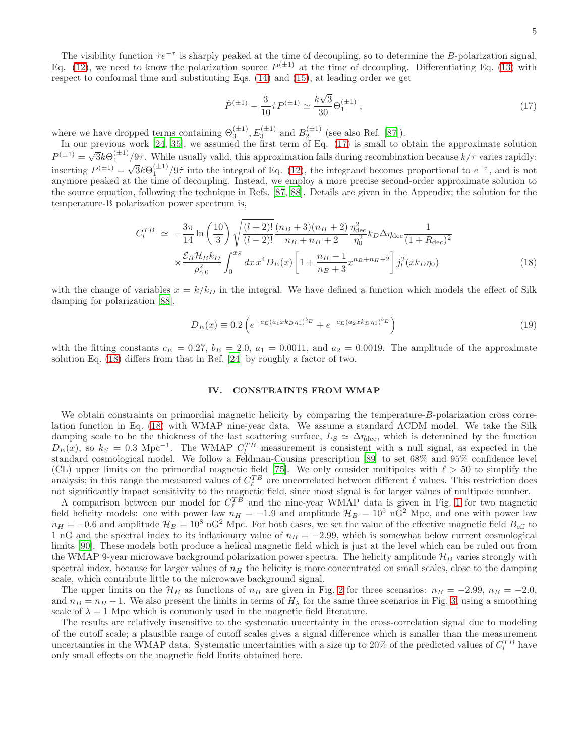The visibility function $\dot{\tau}e^{-\tau}$ is sharply peaked at the time of decoupling, so to determine the $B$-polarization signal, Eq. (12), we need to know the polarization source $P^{(\pm1)}$ at the time of decoupling. Differentiating Eq. (13) with respect to conformal time and substituting Eqs. (14) and (15), at leading order we get

$$\dot{P}^{(\pm1)} - \frac{3}{10}\dot{\tau}P^{(\pm1)} \simeq \frac{k\sqrt{3}}{30}\Theta_1^{(\pm1)}\,, \tag{17}$$

where we have dropped terms containing $\Theta_3^{(\pm1)}, E_3^{(\pm1)}$ and $B_2^{(\pm1)}$ (see also Ref. [87]).

In our previous work [24, 35], we assumed the first term of Eq. (17) is small to obtain the approximate solution $P^{(\pm1)} = \sqrt{3}k\Theta_1^{(\pm1)}/9\dot{\tau}$. While usually valid, this approximation fails during recombination because $k/\dot{\tau}$ varies rapidly: inserting $P^{(\pm1)} = \sqrt{3}k\Theta_1^{(\pm1)}/9\dot{\tau}$ into the integral of Eq. (12), the integrand becomes proportional to $e^{-\tau}$, and is not anymore peaked at the time of decoupling. Instead, we employ a more precise second-order approximate solution to the source equation, following the technique in Refs. [87, 88]. Details are given in the Appendix; the solution for the temperature-B polarization power spectrum is,

$$\begin{aligned} C_l^{TB} \simeq\; & -\frac{3\pi}{14}\ln\left(\frac{10}{3}\right)\sqrt{\frac{(l+2)!}{(l-2)!}}\frac{(n_B+3)(n_H+2)}{n_B+n_H+2}\frac{\eta_{\rm dec}^2}{\eta_0^2}k_D\Delta\eta_{\rm dec}\frac{1}{(1+R_{\rm dec})^2} \\ & \times\frac{\mathcal{E}_B\mathcal{H}_B k_D}{\rho_{\gamma\,0}^2}\int_0^{x_S}dx\,x^4 D_E(x)\left[1+\frac{n_H-1}{n_B+3}x^{n_B+n_H+2}\right]j_l^2(xk_D\eta_0) \end{aligned} \tag{18}$$

with the change of variables $x = k/k_D$ in the integral. We have defined a function which models the effect of Silk damping for polarization [88],

$$D_E(x) \equiv 0.2\left(e^{-c_E(a_1 x k_D\eta_0)^{b_E}} + e^{-c_E(a_2 x k_D\eta_0)^{b_E}}\right) \tag{19}$$

with the fitting constants $c_E = 0.27$, $b_E = 2.0$, $a_1 = 0.0011$, and $a_2 = 0.0019$. The amplitude of the approximate solution Eq. (18) differs from that in Ref. [24] by roughly a factor of two.

## IV. CONSTRAINTS FROM WMAP

We obtain constraints on primordial magnetic helicity by comparing the temperature-$B$-polarization cross correlation function in Eq. (18) with WMAP nine-year data. We assume a standard ΛCDM model. We take the Silk damping scale to be the thickness of the last scattering surface, $L_S \simeq \Delta\eta_{\rm dec}$, which is determined by the function $D_E(x)$, so $k_S = 0.3$ Mpc$^{-1}$. The WMAP $C_l^{TB}$ measurement is consistent with a null signal, as expected in the standard cosmological model. We follow a Feldman-Cousins prescription [89] to set 68% and 95% confidence level (CL) upper limits on the primordial magnetic field [75]. We only consider multipoles with $\ell > 50$ to simplify the analysis; in this range the measured values of $C_\ell^{TB}$ are uncorrelated between different $\ell$ values. This restriction does not significantly impact sensitivity to the magnetic field, since most signal is for larger values of multipole number.

A comparison between our model for $C_\ell^{TB}$ and the nine-year WMAP data is given in Fig. 1 for two magnetic field helicity models: one with power law $n_H = -1.9$ and amplitude $\mathcal{H}_B = 10^5$ nG$^2$ Mpc, and one with power law $n_H = -0.6$ and amplitude $\mathcal{H}_B = 10^8$ nG$^2$ Mpc. For both cases, we set the value of the effective magnetic field $B_{\rm eff}$ to 1 nG and the spectral index to its inflationary value of $n_B = -2.99$, which is somewhat below current cosmological limits [90]. These models both produce a helical magnetic field which is just at the level which can be ruled out from the WMAP 9-year microwave background polarization power spectra. The helicity amplitude $\mathcal{H}_B$ varies strongly with spectral index, because for larger values of $n_H$ the helicity is more concentrated on small scales, close to the damping scale, which contribute little to the microwave background signal.

The upper limits on the $\mathcal{H}_B$ as functions of $n_H$ are given in Fig. 2 for three scenarios: $n_B = -2.99$, $n_B = -2.0$, and $n_B = n_H - 1$. We also present the limits in terms of $H_\lambda$ for the same three scenarios in Fig. 3, using a smoothing scale of $\lambda = 1$ Mpc which is commonly used in the magnetic field literature.

The results are relatively insensitive to the systematic uncertainty in the cross-correlation signal due to modeling of the cutoff scale; a plausible range of cutoff scales gives a signal difference which is smaller than the measurement uncertainties in the WMAP data. Systematic uncertainties with a size up to 20% of the predicted values of $C_l^{TB}$ have only small effects on the magnetic field limits obtained here.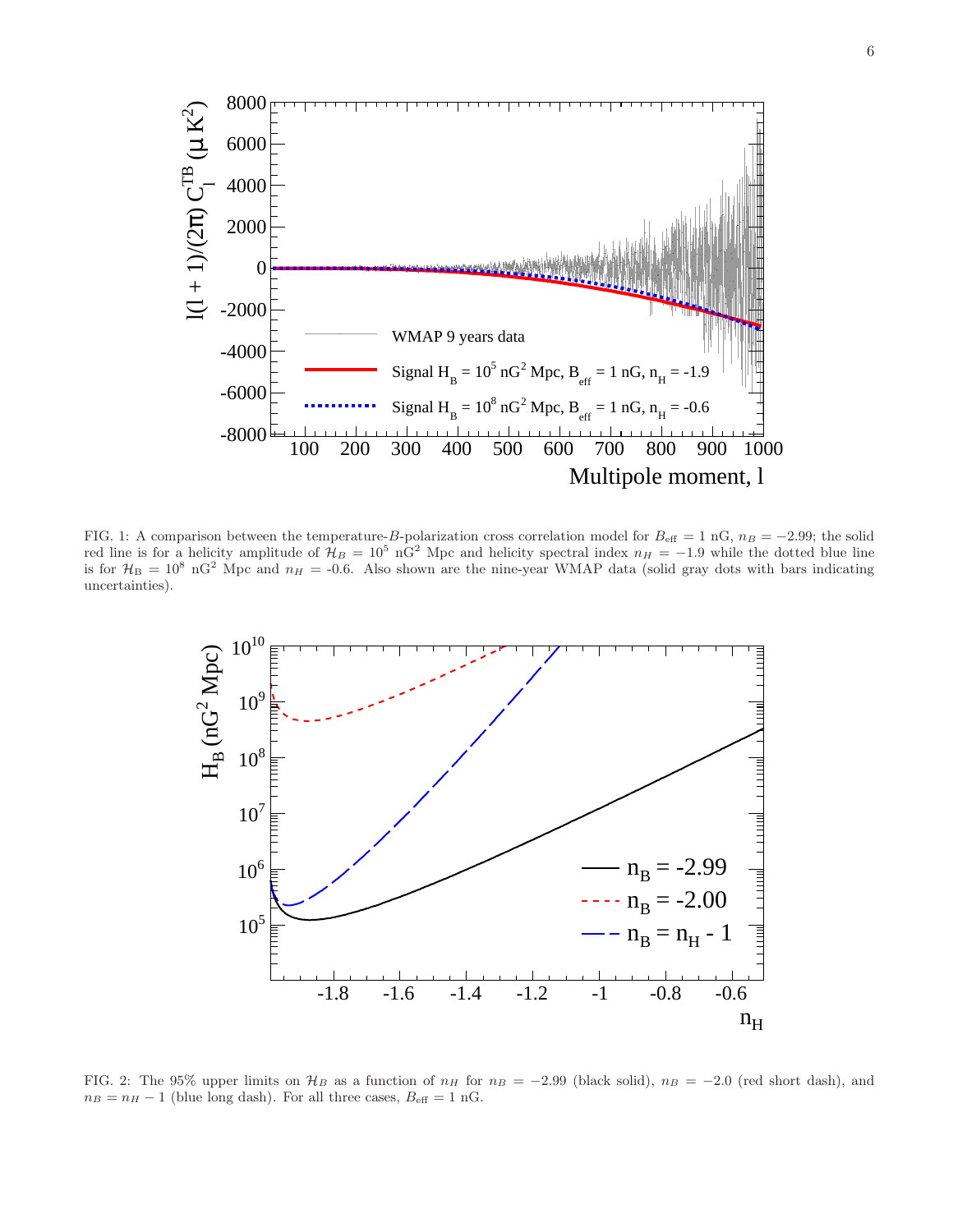FIG. 1: A comparison between the temperature-$B$-polarization cross correlation model for $B_{\rm eff} = 1$ nG, $n_B = -2.99$; the solid red line is for a helicity amplitude of $\mathcal{H}_B = 10^5$ nG$^2$ Mpc and helicity spectral index $n_H = -1.9$ while the dotted blue line is for $\mathcal{H}_B = 10^8$ nG$^2$ Mpc and $n_H$ = -0.6. Also shown are the nine-year WMAP data (solid gray dots with bars indicating uncertainties).

FIG. 2: The 95% upper limits on $\mathcal{H}_B$ as a function of $n_H$ for $n_B = -2.99$ (black solid), $n_B = -2.0$ (red short dash), and $n_B = n_H - 1$ (blue long dash). For all three cases, $B_{\rm eff} = 1$ nG.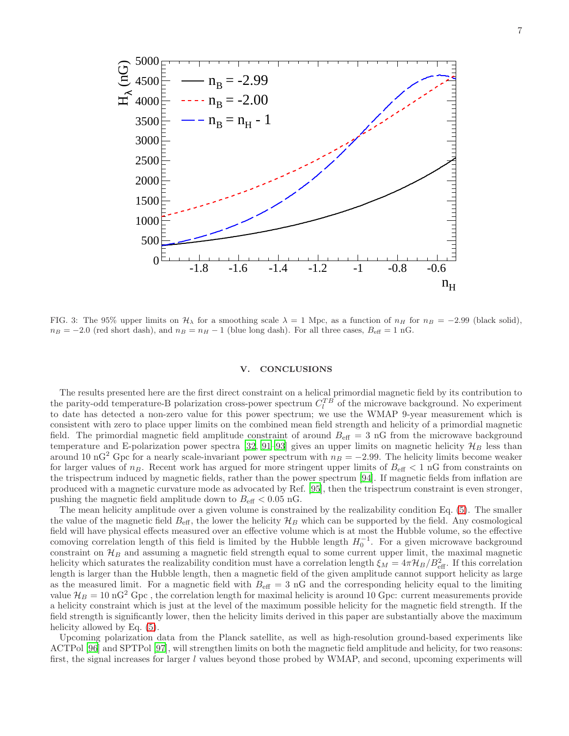FIG. 3: The 95% upper limits on $\mathcal{H}_\lambda$ for a smoothing scale $\lambda = 1$ Mpc, as a function of $n_H$ for $n_B = -2.99$ (black solid), $n_B = -2.0$ (red short dash), and $n_B = n_H - 1$ (blue long dash). For all three cases, $B_{\rm eff} = 1$ nG.

## V. CONCLUSIONS

The results presented here are the first direct constraint on a helical primordial magnetic field by its contribution to the parity-odd temperature-B polarization cross-power spectrum $C_l^{TB}$ of the microwave background. No experiment to date has detected a non-zero value for this power spectrum; we use the WMAP 9-year measurement which is consistent with zero to place upper limits on the combined mean field strength and helicity of a primordial magnetic field. The primordial magnetic field amplitude constraint of around $B_{\rm eff} = 3$ nG from the microwave background temperature and E-polarization power spectra [32, 91–93] gives an upper limits on magnetic helicity $\mathcal{H}_B$ less than around 10 nG$^2$ Gpc for a nearly scale-invariant power spectrum with $n_B = -2.99$. The helicity limits become weaker for larger values of $n_B$. Recent work has argued for more stringent upper limits of $B_{\rm eff} < 1$ nG from constraints on the trispectrum induced by magnetic fields, rather than the power spectrum [94]. If magnetic fields from inflation are produced with a magnetic curvature mode as advocated by Ref. [95], then the trispectrum constraint is even stronger, pushing the magnetic field amplitude down to $B_{\rm eff} < 0.05$ nG.

The mean helicity amplitude over a given volume is constrained by the realizability condition Eq. (5). The smaller the value of the magnetic field $B_{\rm eff}$, the lower the helicity $\mathcal{H}_B$ which can be supported by the field. Any cosmological field will have physical effects measured over an effective volume which is at most the Hubble volume, so the effective comoving correlation length of this field is limited by the Hubble length $H_0^{-1}$. For a given microwave background constraint on $\mathcal{H}_B$ and assuming a magnetic field strength equal to some current upper limit, the maximal magnetic helicity which saturates the realizability condition must have a correlation length $\xi_M = 4\pi\mathcal{H}_B/B_{\rm eff}^2$. If this correlation length is larger than the Hubble length, then a magnetic field of the given amplitude cannot support helicity as large as the measured limit. For a magnetic field with $B_{\rm eff} = 3$ nG and the corresponding helicity equal to the limiting value $\mathcal{H}_B = 10$ nG$^2$ Gpc , the correlation length for maximal helicity is around 10 Gpc: current measurements provide a helicity constraint which is just at the level of the maximum possible helicity for the magnetic field strength. If the field strength is significantly lower, then the helicity limits derived in this paper are substantially above the maximum helicity allowed by Eq. (5).

Upcoming polarization data from the Planck satellite, as well as high-resolution ground-based experiments like ACTPol [96] and SPTPol [97], will strengthen limits on both the magnetic field amplitude and helicity, for two reasons: first, the signal increases for larger $l$ values beyond those probed by WMAP, and second, upcoming experiments will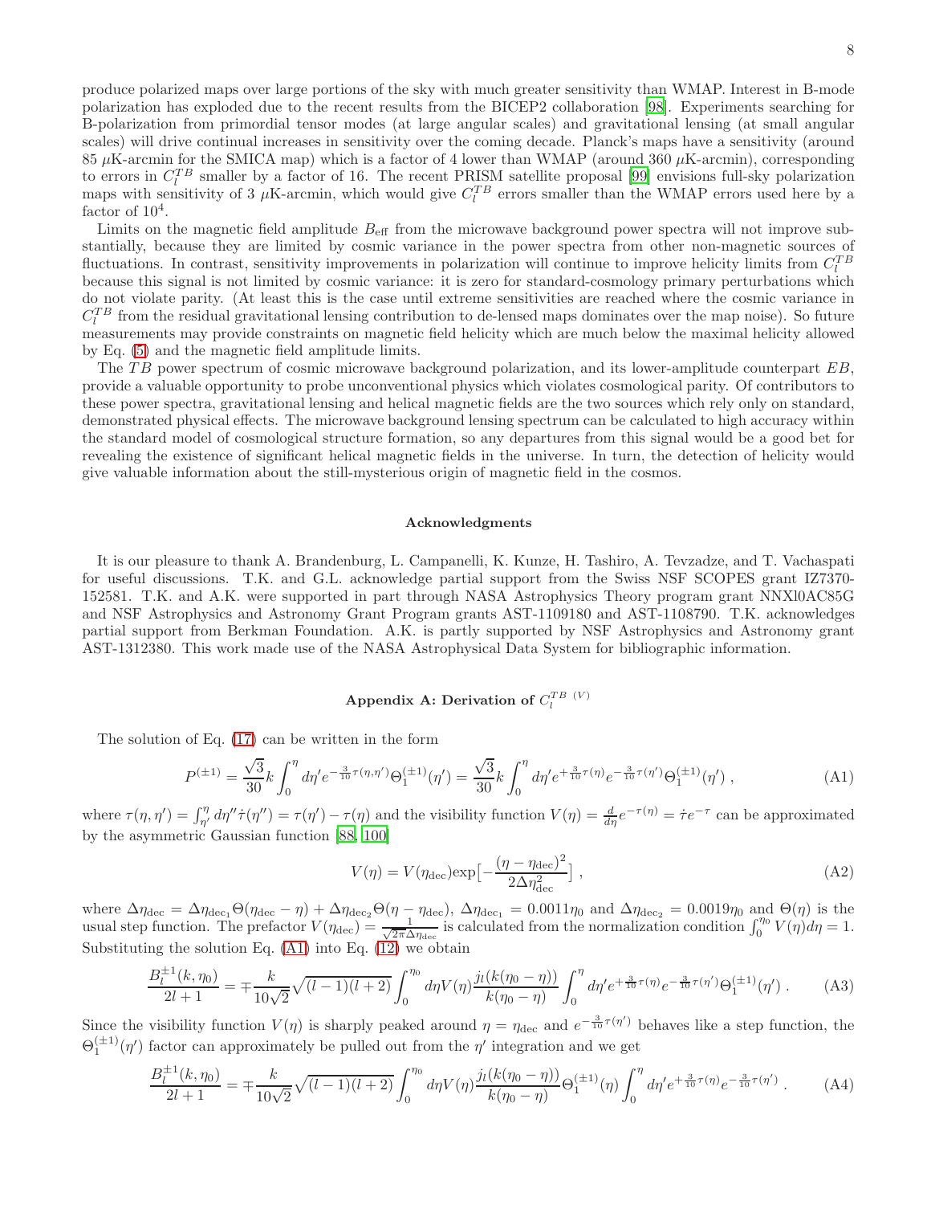produce polarized maps over large portions of the sky with much greater sensitivity than WMAP. Interest in B-mode polarization has exploded due to the recent results from the BICEP2 collaboration [98]. Experiments searching for B-polarization from primordial tensor modes (at large angular scales) and gravitational lensing (at small angular scales) will drive continual increases in sensitivity over the coming decade. Planck's maps have a sensitivity (around 85 $\mu$K-arcmin for the SMICA map) which is a factor of 4 lower than WMAP (around 360 $\mu$K-arcmin), corresponding to errors in $C_l^{TB}$ smaller by a factor of 16. The recent PRISM satellite proposal [99] envisions full-sky polarization maps with sensitivity of 3 $\mu$K-arcmin, which would give $C_l^{TB}$ errors smaller than the WMAP errors used here by a factor of $10^4$.

Limits on the magnetic field amplitude $B_{\rm eff}$ from the microwave background power spectra will not improve substantially, because they are limited by cosmic variance in the power spectra from other non-magnetic sources of fluctuations. In contrast, sensitivity improvements in polarization will continue to improve helicity limits from $C_l^{TB}$ because this signal is not limited by cosmic variance: it is zero for standard-cosmology primary perturbations which do not violate parity. (At least this is the case until extreme sensitivities are reached where the cosmic variance in $C_l^{TB}$ from the residual gravitational lensing contribution to de-lensed maps dominates over the map noise). So future measurements may provide constraints on magnetic field helicity which are much below the maximal helicity allowed by Eq. (5) and the magnetic field amplitude limits.

The $TB$ power spectrum of cosmic microwave background polarization, and its lower-amplitude counterpart $EB$, provide a valuable opportunity to probe unconventional physics which violates cosmological parity. Of contributors to these power spectra, gravitational lensing and helical magnetic fields are the two sources which rely only on standard, demonstrated physical effects. The microwave background lensing spectrum can be calculated to high accuracy within the standard model of cosmological structure formation, so any departures from this signal would be a good bet for revealing the existence of significant helical magnetic fields in the universe. In turn, the detection of helicity would give valuable information about the still-mysterious origin of magnetic field in the cosmos.

## Acknowledgments

It is our pleasure to thank A. Brandenburg, L. Campanelli, K. Kunze, H. Tashiro, A. Tevzadze, and T. Vachaspati for useful discussions. T.K. and G.L. acknowledge partial support from the Swiss NSF SCOPES grant IZ7370-152581. T.K. and A.K. were supported in part through NASA Astrophysics Theory program grant NNXl0AC85G and NSF Astrophysics and Astronomy Grant Program grants AST-1109180 and AST-1108790. T.K. acknowledges partial support from Berkman Foundation. A.K. is partly supported by NSF Astrophysics and Astronomy grant AST-1312380. This work made use of the NASA Astrophysical Data System for bibliographic information.

## Appendix A: Derivation of $C_l^{TB\ (V)}$

The solution of Eq. (17) can be written in the form

$$P^{(\pm1)} = \frac{\sqrt{3}}{30}k\int_0^\eta d\eta' e^{-\frac{3}{10}\tau(\eta,\eta')}\Theta_1^{(\pm1)}(\eta') = \frac{\sqrt{3}}{30}k\int_0^\eta d\eta' e^{+\frac{3}{10}\tau(\eta)}e^{-\frac{3}{10}\tau(\eta')}\Theta_1^{(\pm1)}(\eta')\ , \tag{A1}$$

where $\tau(\eta,\eta') = \int_{\eta'}^{\eta} d\eta''\dot{\tau}(\eta'') = \tau(\eta') - \tau(\eta)$ and the visibility function $V(\eta) = \frac{d}{d\eta}e^{-\tau(\eta)} = \dot{\tau}e^{-\tau}$ can be approximated by the asymmetric Gaussian function [88, 100]

$$V(\eta) = V(\eta_{\rm dec}){\rm exp}\big[-\frac{(\eta-\eta_{\rm dec})^2}{2\Delta\eta_{\rm dec}^2}\big]\ , \tag{A2}$$

where $\Delta\eta_{\rm dec} = \Delta\eta_{{\rm dec}_1}\Theta(\eta_{\rm dec}-\eta) + \Delta\eta_{{\rm dec}_2}\Theta(\eta-\eta_{\rm dec})$, $\Delta\eta_{{\rm dec}_1} = 0.0011\eta_0$ and $\Delta\eta_{{\rm dec}_2} = 0.0019\eta_0$ and $\Theta(\eta)$ is the usual step function. The prefactor $V(\eta_{\rm dec}) = \frac{1}{\sqrt{2\pi}\Delta\eta_{\rm dec}}$ is calculated from the normalization condition $\int_0^{\eta_0}V(\eta)d\eta = 1$. Substituting the solution Eq. (A1) into Eq. (12) we obtain

$$\frac{B_l^{\pm1}(k,\eta_0)}{2l+1} = \mp\frac{k}{10\sqrt{2}}\sqrt{(l-1)(l+2)}\int_0^{\eta_0}d\eta V(\eta)\frac{j_l(k(\eta_0-\eta))}{k(\eta_0-\eta)}\int_0^\eta d\eta' e^{+\frac{3}{10}\tau(\eta)}e^{-\frac{3}{10}\tau(\eta')}\Theta_1^{(\pm1)}(\eta')\ . \tag{A3}$$

Since the visibility function $V(\eta)$ is sharply peaked around $\eta = \eta_{\rm dec}$ and $e^{-\frac{3}{10}\tau(\eta')}$ behaves like a step function, the $\Theta_1^{(\pm1)}(\eta')$ factor can approximately be pulled out from the $\eta'$ integration and we get

$$\frac{B_l^{\pm1}(k,\eta_0)}{2l+1} = \mp\frac{k}{10\sqrt{2}}\sqrt{(l-1)(l+2)}\int_0^{\eta_0}d\eta V(\eta)\frac{j_l(k(\eta_0-\eta))}{k(\eta_0-\eta)}\Theta_1^{(\pm1)}(\eta)\int_0^\eta d\eta' e^{+\frac{3}{10}\tau(\eta)}e^{-\frac{3}{10}\tau(\eta')}\ . \tag{A4}$$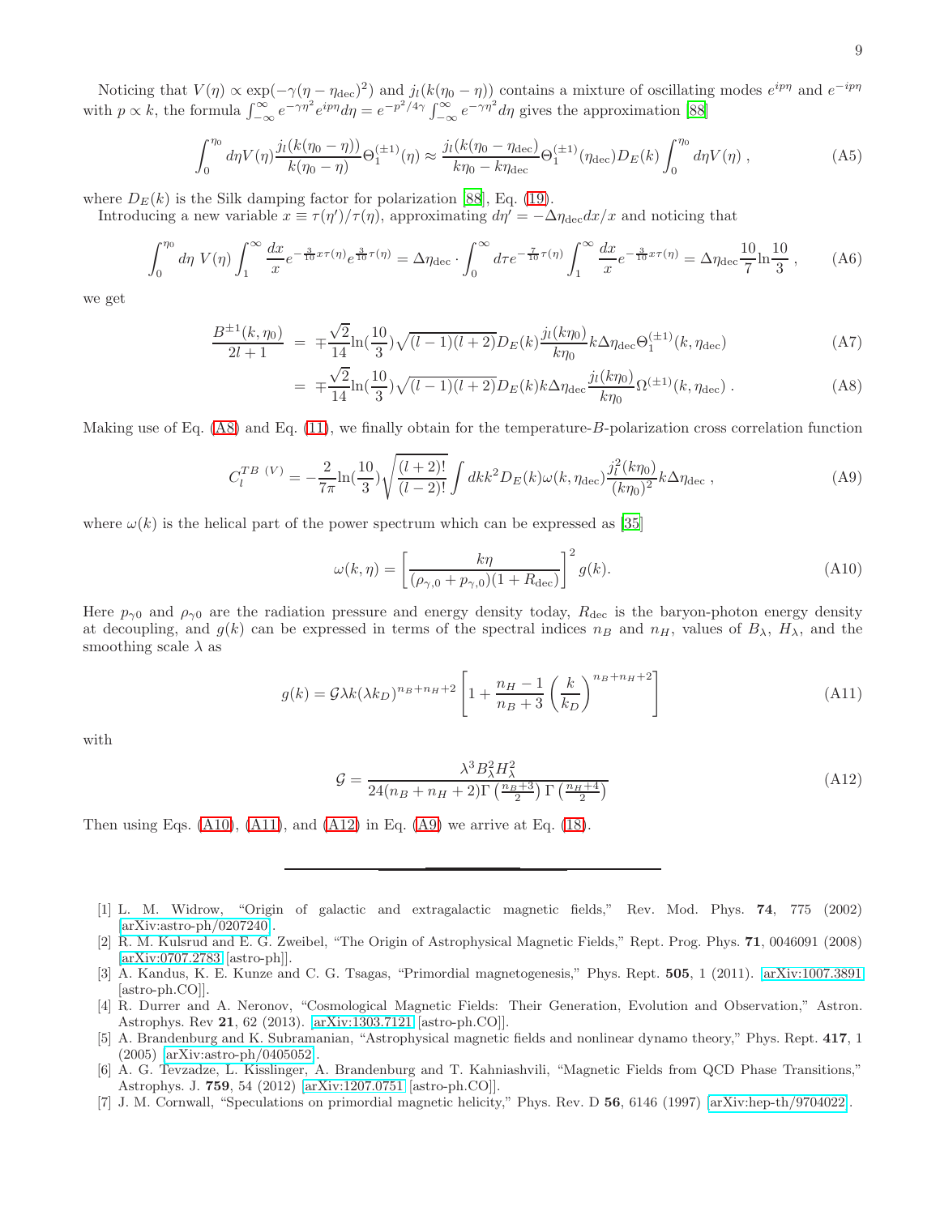Noticing that $V(\eta) \propto \exp(-\gamma(\eta - \eta_{\rm dec})^2)$ and $j_l(k(\eta_0 - \eta))$ contains a mixture of oscillating modes $e^{ip\eta}$ and $e^{-ip\eta}$ with $p \propto k$, the formula $\int_{-\infty}^{\infty} e^{-\gamma\eta^2} e^{ip\eta} d\eta = e^{-p^2/4\gamma} \int_{-\infty}^{\infty} e^{-\gamma\eta^2} d\eta$ gives the approximation [88]

$$\int_0^{\eta_0} d\eta V(\eta) \frac{j_l(k(\eta_0 - \eta))}{k(\eta_0 - \eta)} \Theta_1^{(\pm 1)}(\eta) \approx \frac{j_l(k(\eta_0 - \eta_{\rm dec})}{k\eta_0 - k\eta_{\rm dec}} \Theta_1^{(\pm 1)}(\eta_{\rm dec}) D_E(k) \int_0^{\eta_0} d\eta V(\eta) \;, \tag{A5}$$

where $D_E(k)$ is the Silk damping factor for polarization [88], Eq. (19).

Introducing a new variable $x \equiv \tau(\eta')/\tau(\eta)$, approximating $d\eta' = -\Delta\eta_{\rm dec} dx/x$ and noticing that

$$\int_0^{\eta_0} d\eta \; V(\eta) \int_1^{\infty} \frac{dx}{x} e^{-\frac{3}{10} x\tau(\eta)} e^{\frac{3}{10}\tau(\eta)} = \Delta\eta_{\rm dec} \cdot \int_0^{\infty} d\tau e^{-\frac{7}{10}\tau(\eta)} \int_1^{\infty} \frac{dx}{x} e^{-\frac{3}{10} x\tau(\eta)} = \Delta\eta_{\rm dec} \frac{10}{7} \ln\frac{10}{3} \;, \tag{A6}$$

we get

$$\frac{B^{\pm 1}(k, \eta_0)}{2l+1} \;=\; \mp\frac{\sqrt{2}}{14} \ln(\frac{10}{3}) \sqrt{(l-1)(l+2)} D_E(k) \frac{j_l(k\eta_0)}{k\eta_0} k\Delta\eta_{\rm dec} \Theta_1^{(\pm 1)}(k, \eta_{\rm dec}) \tag{A7}$$

$$\;=\; \mp\frac{\sqrt{2}}{14} \ln(\frac{10}{3}) \sqrt{(l-1)(l+2)} D_E(k) k\Delta\eta_{\rm dec} \frac{j_l(k\eta_0)}{k\eta_0} \Omega^{(\pm 1)}(k, \eta_{\rm dec}) \;. \tag{A8}$$

Making use of Eq. (A8) and Eq. (11), we finally obtain for the temperature-$B$-polarization cross correlation function

$$C_l^{TB\;(V)} = -\frac{2}{7\pi} \ln(\frac{10}{3}) \sqrt{\frac{(l+2)!}{(l-2)!}} \int dk k^2 D_E(k) \omega(k, \eta_{\rm dec}) \frac{j_l^2(k\eta_0)}{(k\eta_0)^2} k\Delta\eta_{\rm dec} \;, \tag{A9}$$

where $\omega(k)$ is the helical part of the power spectrum which can be expressed as [35]

$$\omega(k, \eta) = \left[\frac{k\eta}{(\rho_{\gamma,0} + p_{\gamma,0})(1 + R_{\rm dec})}\right]^2 g(k). \tag{A10}$$

Here $p_{\gamma 0}$ and $\rho_{\gamma 0}$ are the radiation pressure and energy density today, $R_{\rm dec}$ is the baryon-photon energy density at decoupling, and $g(k)$ can be expressed in terms of the spectral indices $n_B$ and $n_H$, values of $B_\lambda$, $H_\lambda$, and the smoothing scale $\lambda$ as

$$g(k) = \mathcal{G} \lambda k (\lambda k_D)^{n_B + n_H + 2} \left[1 + \frac{n_H - 1}{n_B + 3} \left(\frac{k}{k_D}\right)^{n_B + n_H + 2}\right] \tag{A11}$$

with

$$\mathcal{G} = \frac{\lambda^3 B_\lambda^2 H_\lambda^2}{24(n_B + n_H + 2)\Gamma\left(\frac{n_B+3}{2}\right)\Gamma\left(\frac{n_H+4}{2}\right)} \tag{A12}$$

Then using Eqs. (A10), (A11), and (A12) in Eq. (A9) we arrive at Eq. (18).

---

[1] L. M. Widrow, "Origin of galactic and extragalactic magnetic fields," Rev. Mod. Phys. **74**, 775 (2002) [arXiv:astro-ph/0207240].

[2] R. M. Kulsrud and E. G. Zweibel, "The Origin of Astrophysical Magnetic Fields," Rept. Prog. Phys. **71**, 0046091 (2008) [arXiv:0707.2783 [astro-ph]].

[3] A. Kandus, K. E. Kunze and C. G. Tsagas, "Primordial magnetogenesis," Phys. Rept. **505**, 1 (2011). arXiv:1007.3891 [astro-ph.CO]].

[4] R. Durrer and A. Neronov, "Cosmological Magnetic Fields: Their Generation, Evolution and Observation," Astron. Astrophys. Rev **21**, 62 (2013). arXiv:1303.7121 [astro-ph.CO]].

[5] A. Brandenburg and K. Subramanian, "Astrophysical magnetic fields and nonlinear dynamo theory," Phys. Rept. **417**, 1 (2005) [arXiv:astro-ph/0405052].

[6] A. G. Tevzadze, L. Kisslinger, A. Brandenburg and T. Kahniashvili, "Magnetic Fields from QCD Phase Transitions," Astrophys. J. **759**, 54 (2012) [arXiv:1207.0751 [astro-ph.CO]].

[7] J. M. Cornwall, "Speculations on primordial magnetic helicity," Phys. Rev. D **56**, 6146 (1997) [arXiv:hep-th/9704022].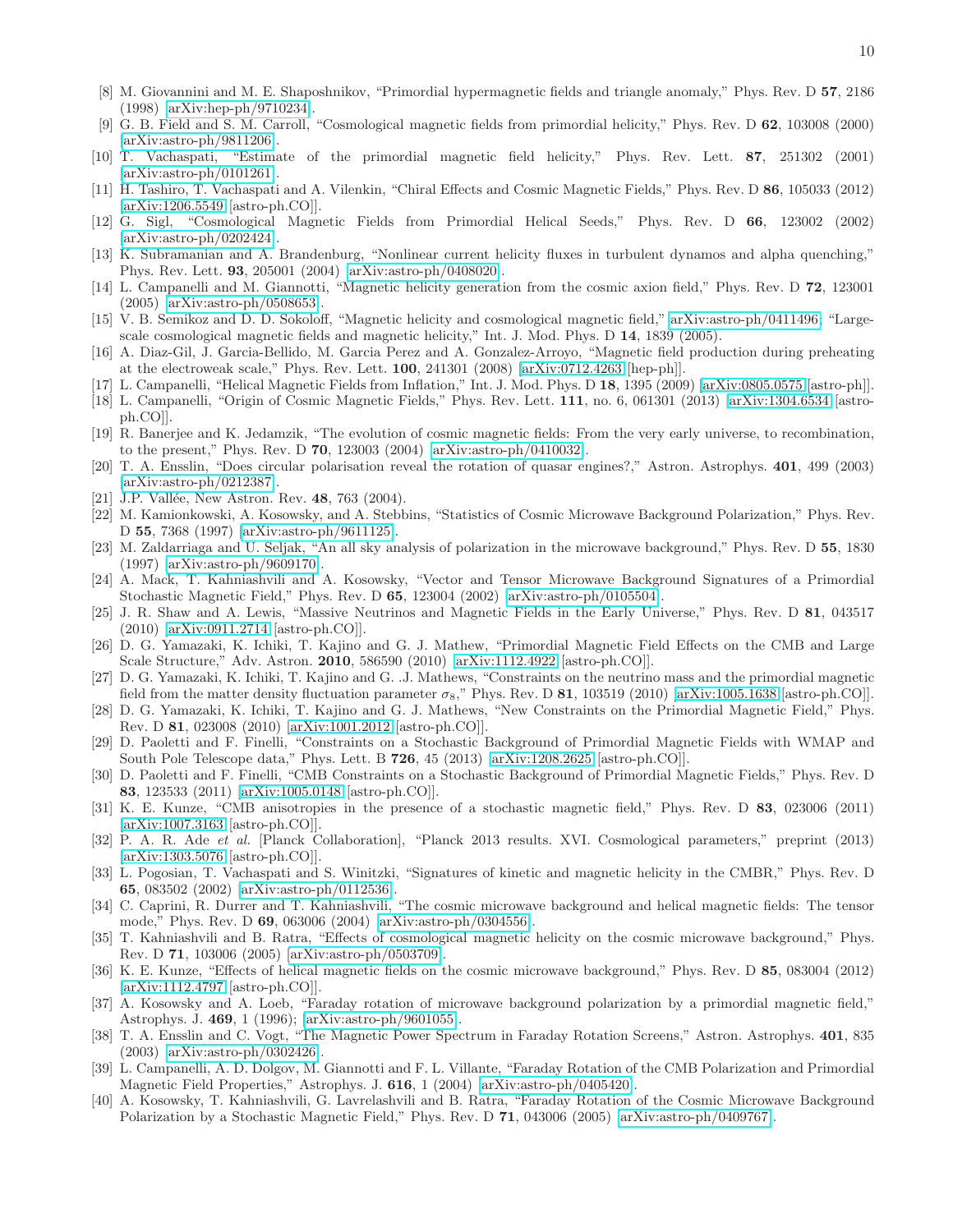[8] M. Giovannini and M. E. Shaposhnikov, "Primordial hypermagnetic fields and triangle anomaly," Phys. Rev. D **57**, 2186 (1998) [arXiv:hep-ph/9710234].

[9] G. B. Field and S. M. Carroll, "Cosmological magnetic fields from primordial helicity," Phys. Rev. D **62**, 103008 (2000) [arXiv:astro-ph/9811206].

[10] T. Vachaspati, "Estimate of the primordial magnetic field helicity," Phys. Rev. Lett. **87**, 251302 (2001) [arXiv:astro-ph/0101261].

[11] H. Tashiro, T. Vachaspati and A. Vilenkin, "Chiral Effects and Cosmic Magnetic Fields," Phys. Rev. D **86**, 105033 (2012) [arXiv:1206.5549 [astro-ph.CO]].

[12] G. Sigl, "Cosmological Magnetic Fields from Primordial Helical Seeds," Phys. Rev. D **66**, 123002 (2002) [arXiv:astro-ph/0202424].

[13] K. Subramanian and A. Brandenburg, "Nonlinear current helicity fluxes in turbulent dynamos and alpha quenching," Phys. Rev. Lett. **93**, 205001 (2004) [arXiv:astro-ph/0408020].

[14] L. Campanelli and M. Giannotti, "Magnetic helicity generation from the cosmic axion field," Phys. Rev. D **72**, 123001 (2005) [arXiv:astro-ph/0508653].

[15] V. B. Semikoz and D. D. Sokoloff, "Magnetic helicity and cosmological magnetic field," arXiv:astro-ph/0411496; "Large-scale cosmological magnetic fields and magnetic helicity," Int. J. Mod. Phys. D **14**, 1839 (2005).

[16] A. Diaz-Gil, J. Garcia-Bellido, M. Garcia Perez and A. Gonzalez-Arroyo, "Magnetic field production during preheating at the electroweak scale," Phys. Rev. Lett. **100**, 241301 (2008) [arXiv:0712.4263 [hep-ph]].

[17] L. Campanelli, "Helical Magnetic Fields from Inflation," Int. J. Mod. Phys. D **18**, 1395 (2009) [arXiv:0805.0575 [astro-ph]].

[18] L. Campanelli, "Origin of Cosmic Magnetic Fields," Phys. Rev. Lett. **111**, no. 6, 061301 (2013) [arXiv:1304.6534 [astro-ph.CO]].

[19] R. Banerjee and K. Jedamzik, "The evolution of cosmic magnetic fields: From the very early universe, to recombination, to the present," Phys. Rev. D **70**, 123003 (2004) [arXiv:astro-ph/0410032].

[20] T. A. Ensslin, "Does circular polarisation reveal the rotation of quasar engines?," Astron. Astrophys. **401**, 499 (2003) [arXiv:astro-ph/0212387].

[21] J.P. Vallée, New Astron. Rev. **48**, 763 (2004).

[22] M. Kamionkowski, A. Kosowsky, and A. Stebbins, "Statistics of Cosmic Microwave Background Polarization," Phys. Rev. D **55**, 7368 (1997) [arXiv:astro-ph/9611125].

[23] M. Zaldarriaga and U. Seljak, "An all sky analysis of polarization in the microwave background," Phys. Rev. D **55**, 1830 (1997) [arXiv:astro-ph/9609170].

[24] A. Mack, T. Kahniashvili and A. Kosowsky, "Vector and Tensor Microwave Background Signatures of a Primordial Stochastic Magnetic Field," Phys. Rev. D **65**, 123004 (2002) [arXiv:astro-ph/0105504].

[25] J. R. Shaw and A. Lewis, "Massive Neutrinos and Magnetic Fields in the Early Universe," Phys. Rev. D **81**, 043517 (2010) [arXiv:0911.2714 [astro-ph.CO]].

[26] D. G. Yamazaki, K. Ichiki, T. Kajino and G. J. Mathew, "Primordial Magnetic Field Effects on the CMB and Large Scale Structure," Adv. Astron. **2010**, 586590 (2010) [arXiv:1112.4922 [astro-ph.CO]].

[27] D. G. Yamazaki, K. Ichiki, T. Kajino and G. .J. Mathews, "Constraints on the neutrino mass and the primordial magnetic field from the matter density fluctuation parameter $\sigma_8$," Phys. Rev. D **81**, 103519 (2010) [arXiv:1005.1638 [astro-ph.CO]].

[28] D. G. Yamazaki, K. Ichiki, T. Kajino and G. J. Mathews, "New Constraints on the Primordial Magnetic Field," Phys. Rev. D **81**, 023008 (2010) [arXiv:1001.2012 [astro-ph.CO]].

[29] D. Paoletti and F. Finelli, "Constraints on a Stochastic Background of Primordial Magnetic Fields with WMAP and South Pole Telescope data," Phys. Lett. B **726**, 45 (2013) [arXiv:1208.2625 [astro-ph.CO]].

[30] D. Paoletti and F. Finelli, "CMB Constraints on a Stochastic Background of Primordial Magnetic Fields," Phys. Rev. D **83**, 123533 (2011) [arXiv:1005.0148 [astro-ph.CO]].

[31] K. E. Kunze, "CMB anisotropies in the presence of a stochastic magnetic field," Phys. Rev. D **83**, 023006 (2011) [arXiv:1007.3163 [astro-ph.CO]].

[32] P. A. R. Ade *et al.* [Planck Collaboration], "Planck 2013 results. XVI. Cosmological parameters," preprint (2013) [arXiv:1303.5076 [astro-ph.CO]].

[33] L. Pogosian, T. Vachaspati and S. Winitzki, "Signatures of kinetic and magnetic helicity in the CMBR," Phys. Rev. D **65**, 083502 (2002) [arXiv:astro-ph/0112536].

[34] C. Caprini, R. Durrer and T. Kahniashvili, "The cosmic microwave background and helical magnetic fields: The tensor mode," Phys. Rev. D **69**, 063006 (2004) [arXiv:astro-ph/0304556].

[35] T. Kahniashvili and B. Ratra, "Effects of cosmological magnetic helicity on the cosmic microwave background," Phys. Rev. D **71**, 103006 (2005) [arXiv:astro-ph/0503709].

[36] K. E. Kunze, "Effects of helical magnetic fields on the cosmic microwave background," Phys. Rev. D **85**, 083004 (2012) [arXiv:1112.4797 [astro-ph.CO]].

[37] A. Kosowsky and A. Loeb, "Faraday rotation of microwave background polarization by a primordial magnetic field," Astrophys. J. **469**, 1 (1996); [arXiv:astro-ph/9601055].

[38] T. A. Ensslin and C. Vogt, "The Magnetic Power Spectrum in Faraday Rotation Screens," Astron. Astrophys. **401**, 835 (2003) [arXiv:astro-ph/0302426].

[39] L. Campanelli, A. D. Dolgov, M. Giannotti and F. L. Villante, "Faraday Rotation of the CMB Polarization and Primordial Magnetic Field Properties," Astrophys. J. **616**, 1 (2004) [arXiv:astro-ph/0405420].

[40] A. Kosowsky, T. Kahniashvili, G. Lavrelashvili and B. Ratra, "Faraday Rotation of the Cosmic Microwave Background Polarization by a Stochastic Magnetic Field," Phys. Rev. D **71**, 043006 (2005) [arXiv:astro-ph/0409767].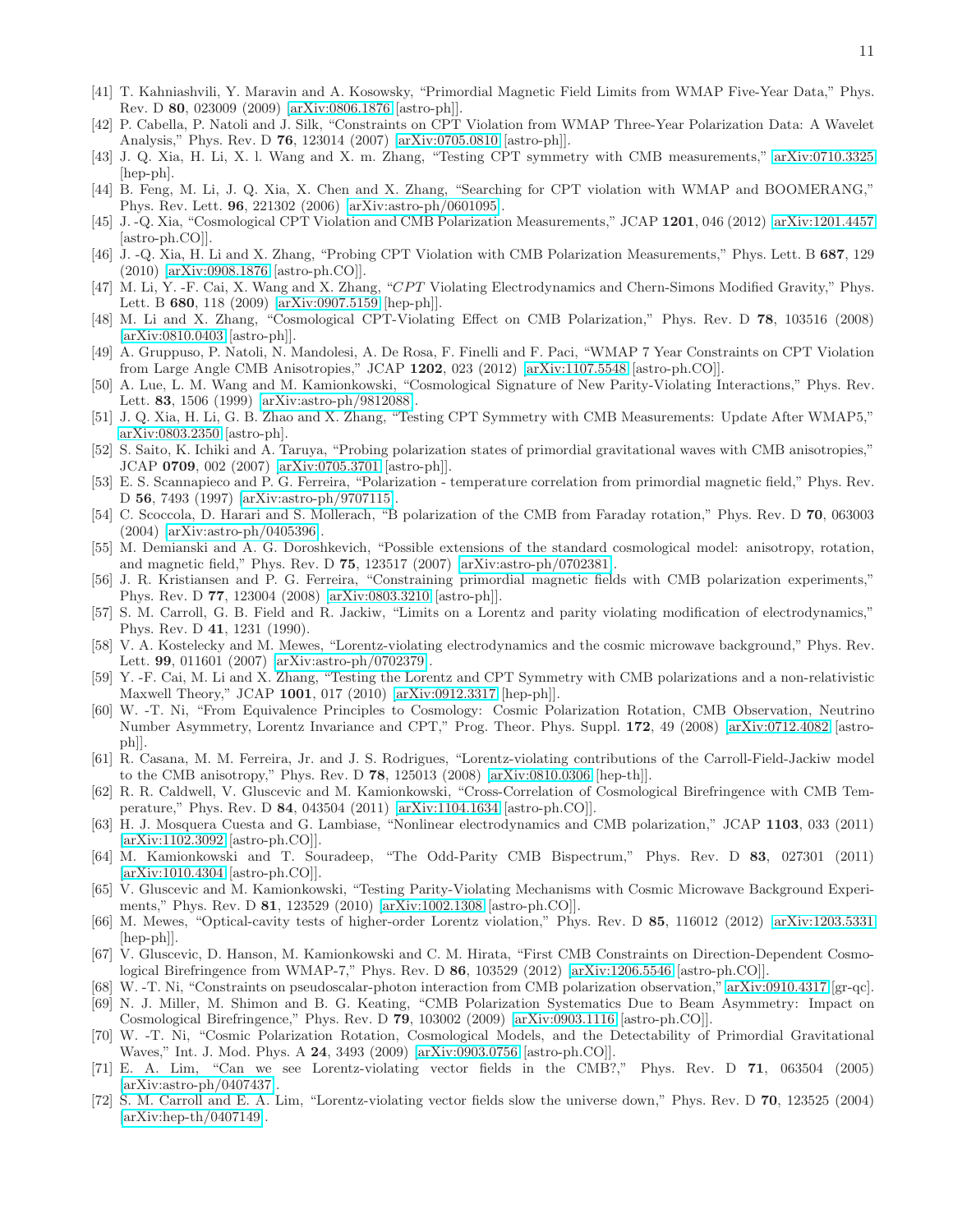[41] T. Kahniashvili, Y. Maravin and A. Kosowsky, "Primordial Magnetic Field Limits from WMAP Five-Year Data," Phys. Rev. D **80**, 023009 (2009) [arXiv:0806.1876 [astro-ph]].

[42] P. Cabella, P. Natoli and J. Silk, "Constraints on CPT Violation from WMAP Three-Year Polarization Data: A Wavelet Analysis," Phys. Rev. D **76**, 123014 (2007) [arXiv:0705.0810 [astro-ph]].

[43] J. Q. Xia, H. Li, X. l. Wang and X. m. Zhang, "Testing CPT symmetry with CMB measurements," arXiv:0710.3325 [hep-ph].

[44] B. Feng, M. Li, J. Q. Xia, X. Chen and X. Zhang, "Searching for CPT violation with WMAP and BOOMERANG," Phys. Rev. Lett. **96**, 221302 (2006) [arXiv:astro-ph/0601095].

[45] J. -Q. Xia, "Cosmological CPT Violation and CMB Polarization Measurements," JCAP **1201**, 046 (2012) [arXiv:1201.4457 [astro-ph.CO]].

[46] J. -Q. Xia, H. Li and X. Zhang, "Probing CPT Violation with CMB Polarization Measurements," Phys. Lett. B **687**, 129 (2010) [arXiv:0908.1876 [astro-ph.CO]].

[47] M. Li, Y. -F. Cai, X. Wang and X. Zhang, "*CPT* Violating Electrodynamics and Chern-Simons Modified Gravity," Phys. Lett. B **680**, 118 (2009) [arXiv:0907.5159 [hep-ph]].

[48] M. Li and X. Zhang, "Cosmological CPT-Violating Effect on CMB Polarization," Phys. Rev. D **78**, 103516 (2008) [arXiv:0810.0403 [astro-ph]].

[49] A. Gruppuso, P. Natoli, N. Mandolesi, A. De Rosa, F. Finelli and F. Paci, "WMAP 7 Year Constraints on CPT Violation from Large Angle CMB Anisotropies," JCAP **1202**, 023 (2012) [arXiv:1107.5548 [astro-ph.CO]].

[50] A. Lue, L. M. Wang and M. Kamionkowski, "Cosmological Signature of New Parity-Violating Interactions," Phys. Rev. Lett. **83**, 1506 (1999) [arXiv:astro-ph/9812088].

[51] J. Q. Xia, H. Li, G. B. Zhao and X. Zhang, "Testing CPT Symmetry with CMB Measurements: Update After WMAP5," arXiv:0803.2350 [astro-ph].

[52] S. Saito, K. Ichiki and A. Taruya, "Probing polarization states of primordial gravitational waves with CMB anisotropies," JCAP **0709**, 002 (2007) [arXiv:0705.3701 [astro-ph]].

[53] E. S. Scannapieco and P. G. Ferreira, "Polarization - temperature correlation from primordial magnetic field," Phys. Rev. D **56**, 7493 (1997) [arXiv:astro-ph/9707115].

[54] C. Scoccola, D. Harari and S. Mollerach, "B polarization of the CMB from Faraday rotation," Phys. Rev. D **70**, 063003 (2004) [arXiv:astro-ph/0405396].

[55] M. Demianski and A. G. Doroshkevich, "Possible extensions of the standard cosmological model: anisotropy, rotation, and magnetic field," Phys. Rev. D **75**, 123517 (2007) [arXiv:astro-ph/0702381].

[56] J. R. Kristiansen and P. G. Ferreira, "Constraining primordial magnetic fields with CMB polarization experiments," Phys. Rev. D **77**, 123004 (2008) [arXiv:0803.3210 [astro-ph]].

[57] S. M. Carroll, G. B. Field and R. Jackiw, "Limits on a Lorentz and parity violating modification of electrodynamics," Phys. Rev. D **41**, 1231 (1990).

[58] V. A. Kostelecky and M. Mewes, "Lorentz-violating electrodynamics and the cosmic microwave background," Phys. Rev. Lett. **99**, 011601 (2007) [arXiv:astro-ph/0702379].

[59] Y. -F. Cai, M. Li and X. Zhang, "Testing the Lorentz and CPT Symmetry with CMB polarizations and a non-relativistic Maxwell Theory," JCAP **1001**, 017 (2010) [arXiv:0912.3317 [hep-ph]].

[60] W. -T. Ni, "From Equivalence Principles to Cosmology: Cosmic Polarization Rotation, CMB Observation, Neutrino Number Asymmetry, Lorentz Invariance and CPT," Prog. Theor. Phys. Suppl. **172**, 49 (2008) [arXiv:0712.4082 [astro-ph]].

[61] R. Casana, M. M. Ferreira, Jr. and J. S. Rodrigues, "Lorentz-violating contributions of the Carroll-Field-Jackiw model to the CMB anisotropy," Phys. Rev. D **78**, 125013 (2008) [arXiv:0810.0306 [hep-th]].

[62] R. R. Caldwell, V. Gluscevic and M. Kamionkowski, "Cross-Correlation of Cosmological Birefringence with CMB Temperature," Phys. Rev. D **84**, 043504 (2011) [arXiv:1104.1634 [astro-ph.CO]].

[63] H. J. Mosquera Cuesta and G. Lambiase, "Nonlinear electrodynamics and CMB polarization," JCAP **1103**, 033 (2011) [arXiv:1102.3092 [astro-ph.CO]].

[64] M. Kamionkowski and T. Souradeep, "The Odd-Parity CMB Bispectrum," Phys. Rev. D **83**, 027301 (2011) [arXiv:1010.4304 [astro-ph.CO]].

[65] V. Gluscevic and M. Kamionkowski, "Testing Parity-Violating Mechanisms with Cosmic Microwave Background Experiments," Phys. Rev. D **81**, 123529 (2010) [arXiv:1002.1308 [astro-ph.CO]].

[66] M. Mewes, "Optical-cavity tests of higher-order Lorentz violation," Phys. Rev. D **85**, 116012 (2012) [arXiv:1203.5331 [hep-ph]].

[67] V. Gluscevic, D. Hanson, M. Kamionkowski and C. M. Hirata, "First CMB Constraints on Direction-Dependent Cosmological Birefringence from WMAP-7," Phys. Rev. D **86**, 103529 (2012) [arXiv:1206.5546 [astro-ph.CO]].

[68] W. -T. Ni, "Constraints on pseudoscalar-photon interaction from CMB polarization observation," arXiv:0910.4317 [gr-qc].

[69] N. J. Miller, M. Shimon and B. G. Keating, "CMB Polarization Systematics Due to Beam Asymmetry: Impact on Cosmological Birefringence," Phys. Rev. D **79**, 103002 (2009) [arXiv:0903.1116 [astro-ph.CO]].

[70] W. -T. Ni, "Cosmic Polarization Rotation, Cosmological Models, and the Detectability of Primordial Gravitational Waves," Int. J. Mod. Phys. A **24**, 3493 (2009) [arXiv:0903.0756 [astro-ph.CO]].

[71] E. A. Lim, "Can we see Lorentz-violating vector fields in the CMB?," Phys. Rev. D **71**, 063504 (2005) [arXiv:astro-ph/0407437].

[72] S. M. Carroll and E. A. Lim, "Lorentz-violating vector fields slow the universe down," Phys. Rev. D **70**, 123525 (2004) [arXiv:hep-th/0407149].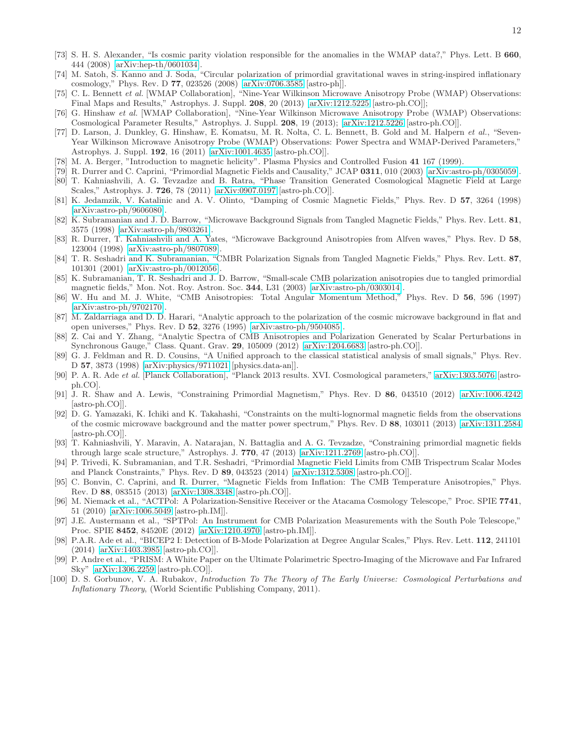[73] S. H. S. Alexander, "Is cosmic parity violation responsible for the anomalies in the WMAP data?," Phys. Lett. B **660**, 444 (2008) [arXiv:hep-th/0601034].

[74] M. Satoh, S. Kanno and J. Soda, "Circular polarization of primordial gravitational waves in string-inspired inflationary cosmology," Phys. Rev. D **77**, 023526 (2008) [arXiv:0706.3585 [astro-ph]].

[75] C. L. Bennett *et al.* [WMAP Collaboration], "Nine-Year Wilkinson Microwave Anisotropy Probe (WMAP) Observations: Final Maps and Results," Astrophys. J. Suppl. **208**, 20 (2013) [arXiv:1212.5225 [astro-ph.CO]];

[76] G. Hinshaw *et al.* [WMAP Collaboration], "Nine-Year Wilkinson Microwave Anisotropy Probe (WMAP) Observations: Cosmological Parameter Results," Astrophys. J. Suppl. **208**, 19 (2013); [arXiv:1212.5226 [astro-ph.CO]].

[77] D. Larson, J. Dunkley, G. Hinshaw, E. Komatsu, M. R. Nolta, C. L. Bennett, B. Gold and M. Halpern *et al.*, "Seven-Year Wilkinson Microwave Anisotropy Probe (WMAP) Observations: Power Spectra and WMAP-Derived Parameters," Astrophys. J. Suppl. **192**, 16 (2011) [arXiv:1001.4635 [astro-ph.CO]].

[78] M. A. Berger, "Introduction to magnetic helicity". Plasma Physics and Controlled Fusion **41** 167 (1999).

[79] R. Durrer and C. Caprini, "Primordial Magnetic Fields and Causality," JCAP **0311**, 010 (2003) [arXiv:astro-ph/0305059].

[80] T. Kahniashvili, A. G. Tevzadze and B. Ratra, "Phase Transition Generated Cosmological Magnetic Field at Large Scales," Astrophys. J. **726**, 78 (2011) [arXiv:0907.0197 [astro-ph.CO]].

[81] K. Jedamzik, V. Katalinic and A. V. Olinto, "Damping of Cosmic Magnetic Fields," Phys. Rev. D **57**, 3264 (1998) [arXiv:astro-ph/9606080].

[82] K. Subramanian and J. D. Barrow, "Microwave Background Signals from Tangled Magnetic Fields," Phys. Rev. Lett. **81**, 3575 (1998) [arXiv:astro-ph/9803261].

[83] R. Durrer, T. Kahniashvili and A. Yates, "Microwave Background Anisotropies from Alfven waves," Phys. Rev. D **58**, 123004 (1998) [arXiv:astro-ph/9807089].

[84] T. R. Seshadri and K. Subramanian, "CMBR Polarization Signals from Tangled Magnetic Fields," Phys. Rev. Lett. **87**, 101301 (2001) [arXiv:astro-ph/0012056].

[85] K. Subramanian, T. R. Seshadri and J. D. Barrow, "Small-scale CMB polarization anisotropies due to tangled primordial magnetic fields," Mon. Not. Roy. Astron. Soc. **344**, L31 (2003) [arXiv:astro-ph/0303014].

[86] W. Hu and M. J. White, "CMB Anisotropies: Total Angular Momentum Method," Phys. Rev. D **56**, 596 (1997) [arXiv:astro-ph/9702170].

[87] M. Zaldarriaga and D. D. Harari, "Analytic approach to the polarization of the cosmic microwave background in flat and open universes," Phys. Rev. D **52**, 3276 (1995) [arXiv:astro-ph/9504085].

[88] Z. Cai and Y. Zhang, "Analytic Spectra of CMB Anisotropies and Polarization Generated by Scalar Perturbations in Synchronous Gauge," Class. Quant. Grav. **29**, 105009 (2012) [arXiv:1204.6683 [astro-ph.CO]].

[89] G. J. Feldman and R. D. Cousins, "A Unified approach to the classical statistical analysis of small signals," Phys. Rev. D **57**, 3873 (1998) [arXiv:physics/9711021 [physics.data-an]].

[90] P. A. R. Ade *et al.* [Planck Collaboration], "Planck 2013 results. XVI. Cosmological parameters," arXiv:1303.5076 [astro-ph.CO].

[91] J. R. Shaw and A. Lewis, "Constraining Primordial Magnetism," Phys. Rev. D **86**, 043510 (2012) [arXiv:1006.4242 [astro-ph.CO]].

[92] D. G. Yamazaki, K. Ichiki and K. Takahashi, "Constraints on the multi-lognormal magnetic fields from the observations of the cosmic microwave background and the matter power spectrum," Phys. Rev. D **88**, 103011 (2013) [arXiv:1311.2584 [astro-ph.CO]].

[93] T. Kahniashvili, Y. Maravin, A. Natarajan, N. Battaglia and A. G. Tevzadze, "Constraining primordial magnetic fields through large scale structure," Astrophys. J. **770**, 47 (2013) [arXiv:1211.2769 [astro-ph.CO]].

[94] P. Trivedi, K. Subramanian, and T.R. Seshadri, "Primordial Magnetic Field Limits from CMB Trispectrum Scalar Modes and Planck Constraints," Phys. Rev. D **89**, 043523 (2014) [arXiv:1312.5308 [astro-ph.CO]].

[95] C. Bonvin, C. Caprini, and R. Durrer, "Magnetic Fields from Inflation: The CMB Temperature Anisotropies," Phys. Rev. D **88**, 083515 (2013) [arXiv:1308.3348 [astro-ph.CO]].

[96] M. Niemack et al., "ACTPol: A Polarization-Sensitive Receiver or the Atacama Cosmology Telescope," Proc. SPIE **7741**, 51 (2010) [arXiv:1006.5049 [astro-ph.IM]].

[97] J.E. Austermann et al., "SPTPol: An Instrument for CMB Polarization Measurements with the South Pole Telescope," Proc. SPIE **8452**, 84520E (2012) [arXiv:1210.4970 [astro-ph.IM]].

[98] P.A.R. Ade et al., "BICEP2 I: Detection of B-Mode Polarization at Degree Angular Scales," Phys. Rev. Lett. **112**, 241101 (2014) [arXiv:1403.3985 [astro-ph.CO]].

[99] P. Andre et al., "PRISM: A White Paper on the Ultimate Polarimetric Spectro-Imaging of the Microwave and Far Infrared Sky" [arXiv:1306.2259 [astro-ph.CO]].

[100] D. S. Gorbunov, V. A. Rubakov, *Introduction To The Theory of The Early Universe: Cosmological Perturbations and Inflationary Theory*, (World Scientific Publishing Company, 2011).